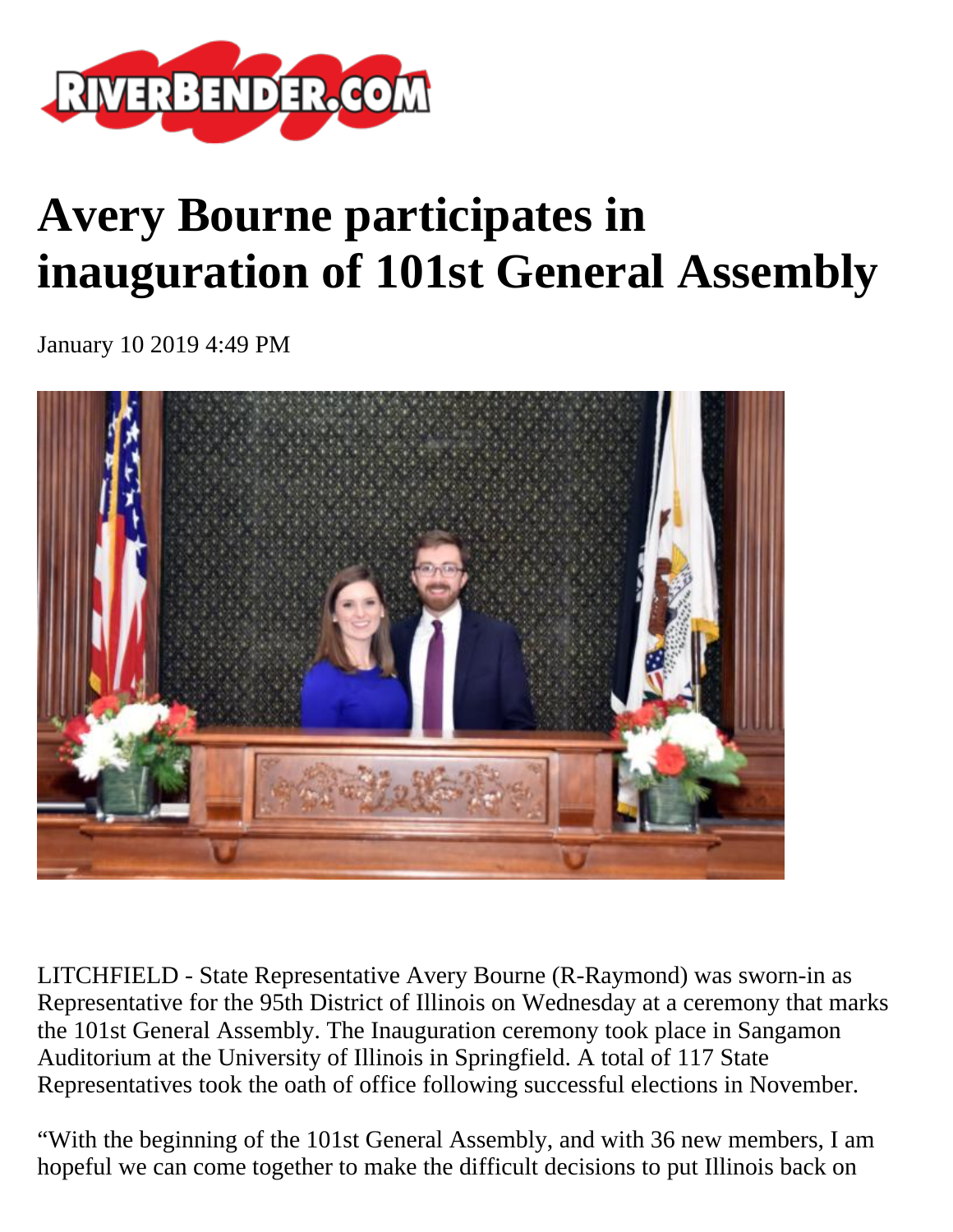# Avery Bourne participates in inauguration of 101st General Assembly

January 10 2019 4:49 PM

LITCHFIELD - State Representative Avery Bourne (R-Raymond) was sworn-in as Representative for the 95th District of Illinois on Wednesday at a ceremony that marks the 101st General Assembly. The Inauguration ceremony took place in Sangamon Auditorium at the University of Illinois in Springfield. A total of 117 State Representatives took the oath of office following successful elections in November.

"With the beginning of the 101st General Assembly, and with 36 new members, I am hopeful we can come together to make the difficult decisions to put Illinois back on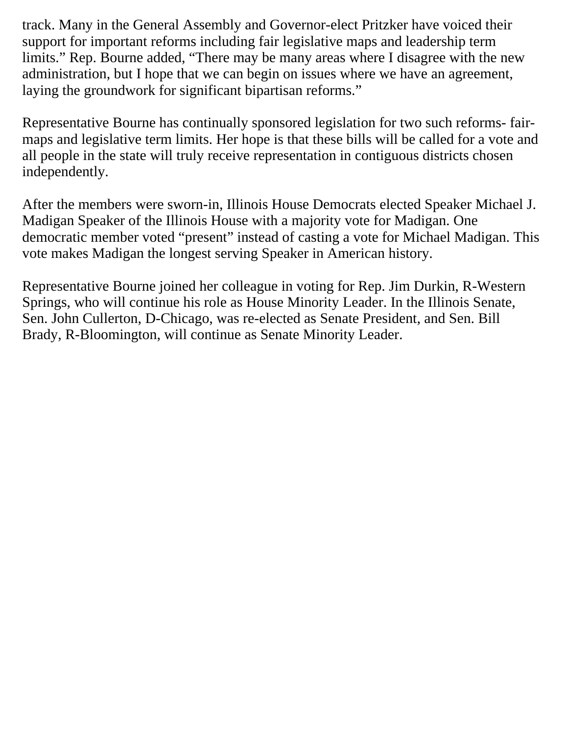track. Many in the General Assembly and Governor-elect Pritzker have voiced their support for important reforms including fair legislative maps and leadership term limits." Rep. Bourne added, "There may be many areas where I disagree with the new administration, but I hope that we can begin on issues where we have an agreement, laying the groundwork for significant bipartisan reforms."

Representative Bourne has continually sponsored legislation for two such reforms- fair-maps and legislative term limits. Her hope is that these bills will be called for a vote and all people in the state will truly receive representation in contiguous districts chosen independently.

After the members were sworn-in, Illinois House Democrats elected Speaker Michael J. Madigan Speaker of the Illinois House with a majority vote for Madigan. One democratic member voted "present" instead of casting a vote for Michael Madigan. This vote makes Madigan the longest serving Speaker in American history.

Representative Bourne joined her colleague in voting for Rep. Jim Durkin, R-Western Springs, who will continue his role as House Minority Leader. In the Illinois Senate, Sen. John Cullerton, D-Chicago, was re-elected as Senate President, and Sen. Bill Brady, R-Bloomington, will continue as Senate Minority Leader.